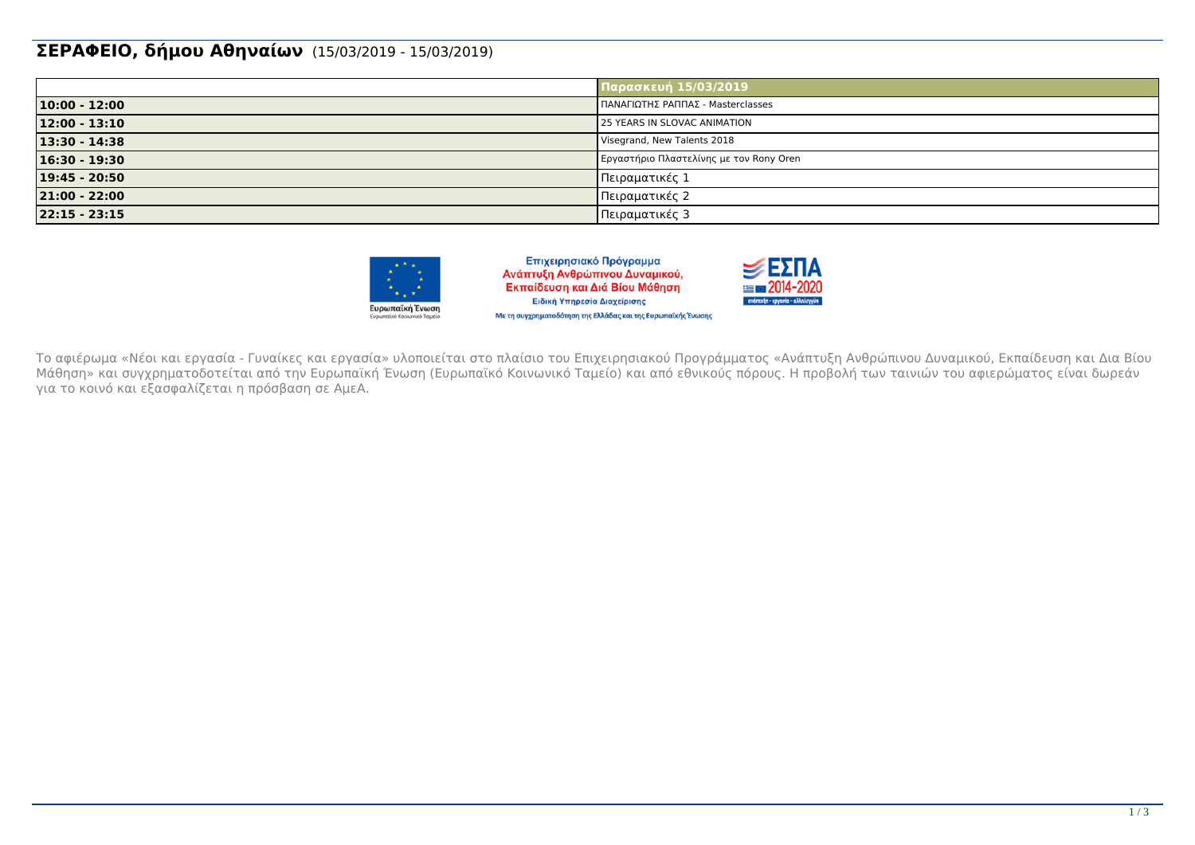## **ΣΕΡΑΦΕΙΟ, δήμου Αθηναίων** (15/03/2019 - 15/03/2019)

| | **Παρασκευή 15/03/2019** |
|---|---|
| **10:00 - 12:00** | ΠΑΝΑΓΙΩΤΗΣ ΡΑΠΠΑΣ - Masterclasses |
| **12:00 - 13:10** | 25 YEARS IN SLOVAC ANIMATION |
| **13:30 - 14:38** | Visegrand, New Talents 2018 |
| **16:30 - 19:30** | Εργαστήριο Πλαστελίνης με τον Rony Oren |
| **19:45 - 20:50** | Πειραματικές 1 |
| **21:00 - 22:00** | Πειραματικές 2 |
| **22:15 - 23:15** | Πειραματικές 3 |

Ευρωπαϊκή Ένωση
Ευρωπαϊκό Κοινωνικό Ταμείο

Επιχειρησιακό Πρόγραμμα
Ανάπτυξη Ανθρώπινου Δυναμικού, Εκπαίδευση και Διά Βίου Μάθηση
Ειδική Υπηρεσία Διαχείρισης
Με τη συγχρηματοδότηση της Ελλάδας και της Ευρωπαϊκής Ένωσης

ΕΣΠΑ 2014-2020
ανάπτυξη - εργασία - αλληλεγγύη

Το αφιέρωμα «Νέοι και εργασία - Γυναίκες και εργασία» υλοποιείται στο πλαίσιο του Επιχειρησιακού Προγράμματος «Ανάπτυξη Ανθρώπινου Δυναμικού, Εκπαίδευση και Δια Βίου Μάθηση» και συγχρηματοδοτείται από την Ευρωπαϊκή Ένωση (Ευρωπαϊκό Κοινωνικό Ταμείο) και από εθνικούς πόρους. Η προβολή των ταινιών του αφιερώματος είναι δωρεάν για το κοινό και εξασφαλίζεται η πρόσβαση σε ΑμεΑ.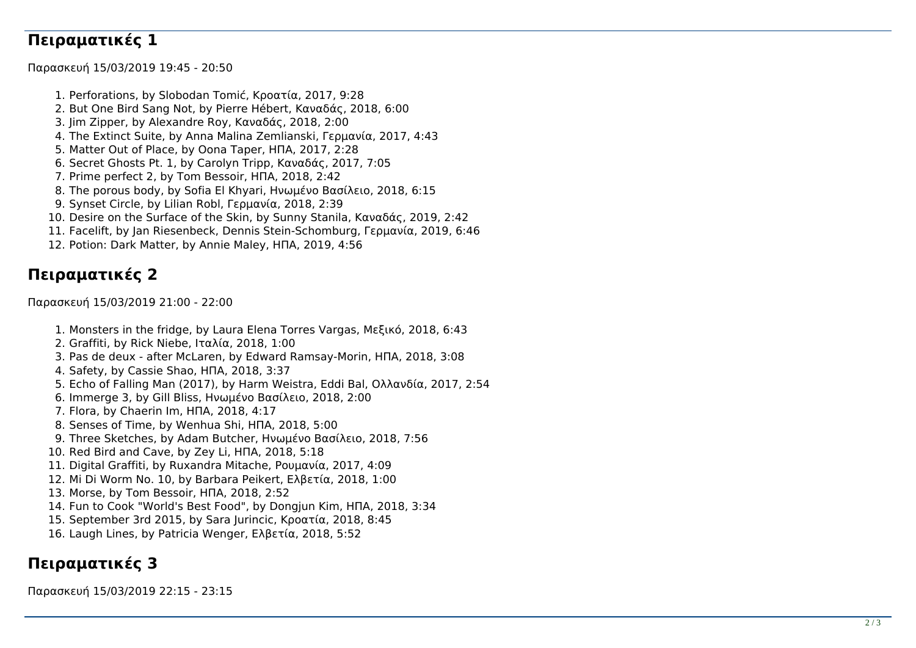## Πειραματικές 1

Παρασκευή 15/03/2019 19:45 - 20:50

1. Perforations, by Slobodan Tomić, Κροατία, 2017, 9:28
2. But One Bird Sang Not, by Pierre Hébert, Καναδάς, 2018, 6:00
3. Jim Zipper, by Alexandre Roy, Καναδάς, 2018, 2:00
4. The Extinct Suite, by Anna Malina Zemlianski, Γερμανία, 2017, 4:43
5. Matter Out of Place, by Oona Taper, ΗΠΑ, 2017, 2:28
6. Secret Ghosts Pt. 1, by Carolyn Tripp, Καναδάς, 2017, 7:05
7. Prime perfect 2, by Tom Bessoir, ΗΠΑ, 2018, 2:42
8. The porous body, by Sofia El Khyari, Ηνωμένο Βασίλειο, 2018, 6:15
9. Synset Circle, by Lilian Robl, Γερμανία, 2018, 2:39
10. Desire on the Surface of the Skin, by Sunny Stanila, Καναδάς, 2019, 2:42
11. Facelift, by Jan Riesenbeck, Dennis Stein-Schomburg, Γερμανία, 2019, 6:46
12. Potion: Dark Matter, by Annie Maley, ΗΠΑ, 2019, 4:56

## Πειραματικές 2

Παρασκευή 15/03/2019 21:00 - 22:00

1. Monsters in the fridge, by Laura Elena Torres Vargas, Μεξικό, 2018, 6:43
2. Graffiti, by Rick Niebe, Ιταλία, 2018, 1:00
3. Pas de deux - after McLaren, by Edward Ramsay-Morin, ΗΠΑ, 2018, 3:08
4. Safety, by Cassie Shao, ΗΠΑ, 2018, 3:37
5. Echo of Falling Man (2017), by Harm Weistra, Eddi Bal, Ολλανδία, 2017, 2:54
6. Immerge 3, by Gill Bliss, Ηνωμένο Βασίλειο, 2018, 2:00
7. Flora, by Chaerin Im, ΗΠΑ, 2018, 4:17
8. Senses of Time, by Wenhua Shi, ΗΠΑ, 2018, 5:00
9. Three Sketches, by Adam Butcher, Ηνωμένο Βασίλειο, 2018, 7:56
10. Red Bird and Cave, by Zey Li, ΗΠΑ, 2018, 5:18
11. Digital Graffiti, by Ruxandra Mitache, Ρουμανία, 2017, 4:09
12. Mi Di Worm No. 10, by Barbara Peikert, Ελβετία, 2018, 1:00
13. Morse, by Tom Bessoir, ΗΠΑ, 2018, 2:52
14. Fun to Cook "World's Best Food", by Dongjun Kim, ΗΠΑ, 2018, 3:34
15. September 3rd 2015, by Sara Jurincic, Κροατία, 2018, 8:45
16. Laugh Lines, by Patricia Wenger, Ελβετία, 2018, 5:52

## Πειραματικές 3

Παρασκευή 15/03/2019 22:15 - 23:15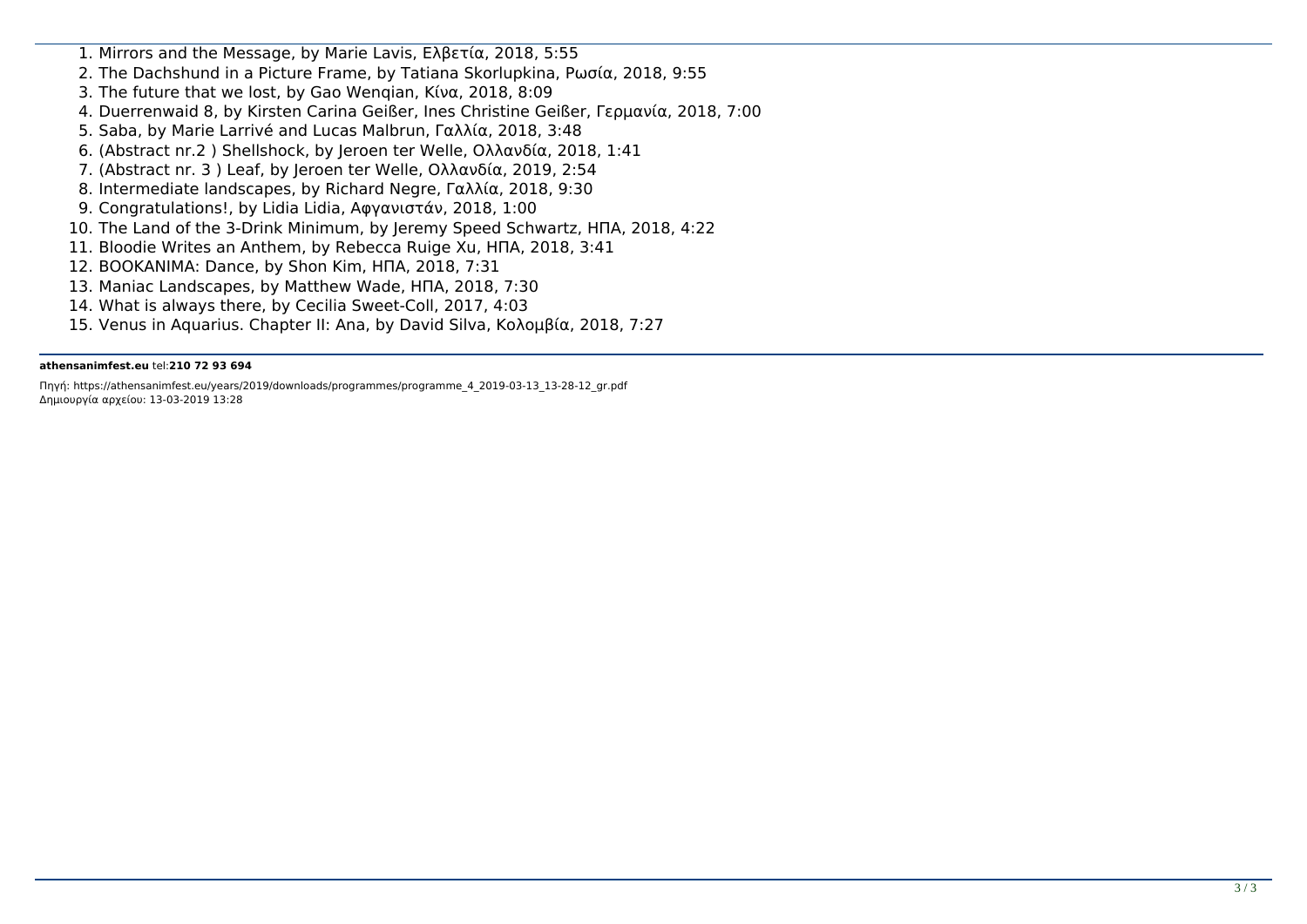1. Mirrors and the Message, by Marie Lavis, Ελβετία, 2018, 5:55
2. The Dachshund in a Picture Frame, by Tatiana Skorlupkina, Ρωσία, 2018, 9:55
3. The future that we lost, by Gao Wenqian, Κίνα, 2018, 8:09
4. Duerrenwaid 8, by Kirsten Carina Geißer, Ines Christine Geißer, Γερμανία, 2018, 7:00
5. Saba, by Marie Larrivé and Lucas Malbrun, Γαλλία, 2018, 3:48
6. (Abstract nr.2 ) Shellshock, by Jeroen ter Welle, Ολλανδία, 2018, 1:41
7. (Abstract nr. 3 ) Leaf, by Jeroen ter Welle, Ολλανδία, 2019, 2:54
8. Intermediate landscapes, by Richard Negre, Γαλλία, 2018, 9:30
9. Congratulations!, by Lidia Lidia, Αφγανιστάν, 2018, 1:00
10. The Land of the 3-Drink Minimum, by Jeremy Speed Schwartz, ΗΠΑ, 2018, 4:22
11. Bloodie Writes an Anthem, by Rebecca Ruige Xu, ΗΠΑ, 2018, 3:41
12. BOOKANIMA: Dance, by Shon Kim, ΗΠΑ, 2018, 7:31
13. Maniac Landscapes, by Matthew Wade, ΗΠΑ, 2018, 7:30
14. What is always there, by Cecilia Sweet-Coll, 2017, 4:03
15. Venus in Aquarius. Chapter II: Ana, by David Silva, Κολομβία, 2018, 7:27

**athensanimfest.eu** tel:**210 72 93 694**

Πηγή: https://athensanimfest.eu/years/2019/downloads/programmes/programme_4_2019-03-13_13-28-12_gr.pdf
Δημιουργία αρχείου: 13-03-2019 13:28